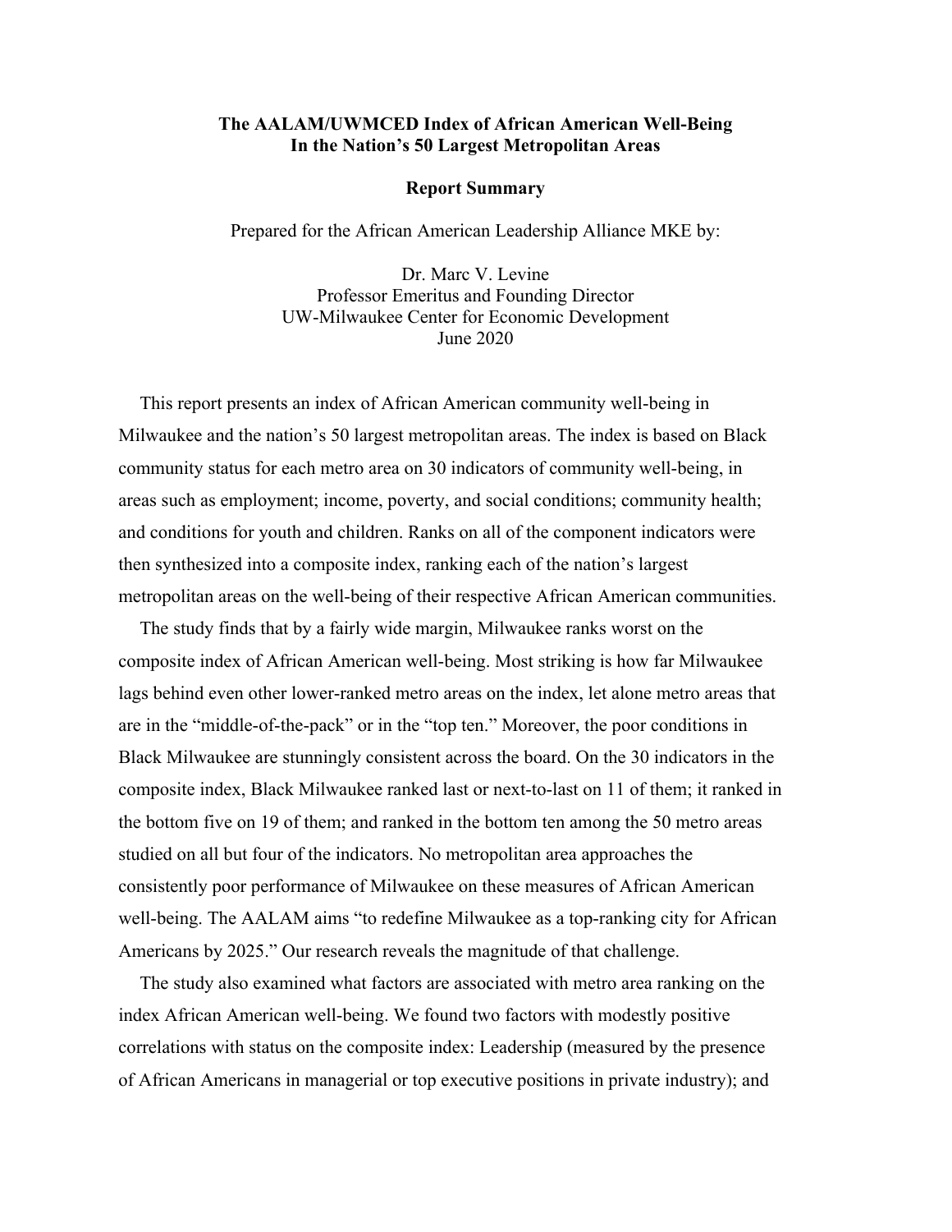# The AALAM/UWMCED Index of African American Well-Being In the Nation's 50 Largest Metropolitan Areas

## Report Summary

Prepared for the African American Leadership Alliance MKE by:

Dr. Marc V. Levine
Professor Emeritus and Founding Director
UW-Milwaukee Center for Economic Development
June 2020

This report presents an index of African American community well-being in Milwaukee and the nation's 50 largest metropolitan areas. The index is based on Black community status for each metro area on 30 indicators of community well-being, in areas such as employment; income, poverty, and social conditions; community health; and conditions for youth and children. Ranks on all of the component indicators were then synthesized into a composite index, ranking each of the nation's largest metropolitan areas on the well-being of their respective African American communities.

The study finds that by a fairly wide margin, Milwaukee ranks worst on the composite index of African American well-being. Most striking is how far Milwaukee lags behind even other lower-ranked metro areas on the index, let alone metro areas that are in the "middle-of-the-pack" or in the "top ten." Moreover, the poor conditions in Black Milwaukee are stunningly consistent across the board. On the 30 indicators in the composite index, Black Milwaukee ranked last or next-to-last on 11 of them; it ranked in the bottom five on 19 of them; and ranked in the bottom ten among the 50 metro areas studied on all but four of the indicators. No metropolitan area approaches the consistently poor performance of Milwaukee on these measures of African American well-being. The AALAM aims "to redefine Milwaukee as a top-ranking city for African Americans by 2025." Our research reveals the magnitude of that challenge.

The study also examined what factors are associated with metro area ranking on the index African American well-being. We found two factors with modestly positive correlations with status on the composite index: Leadership (measured by the presence of African Americans in managerial or top executive positions in private industry); and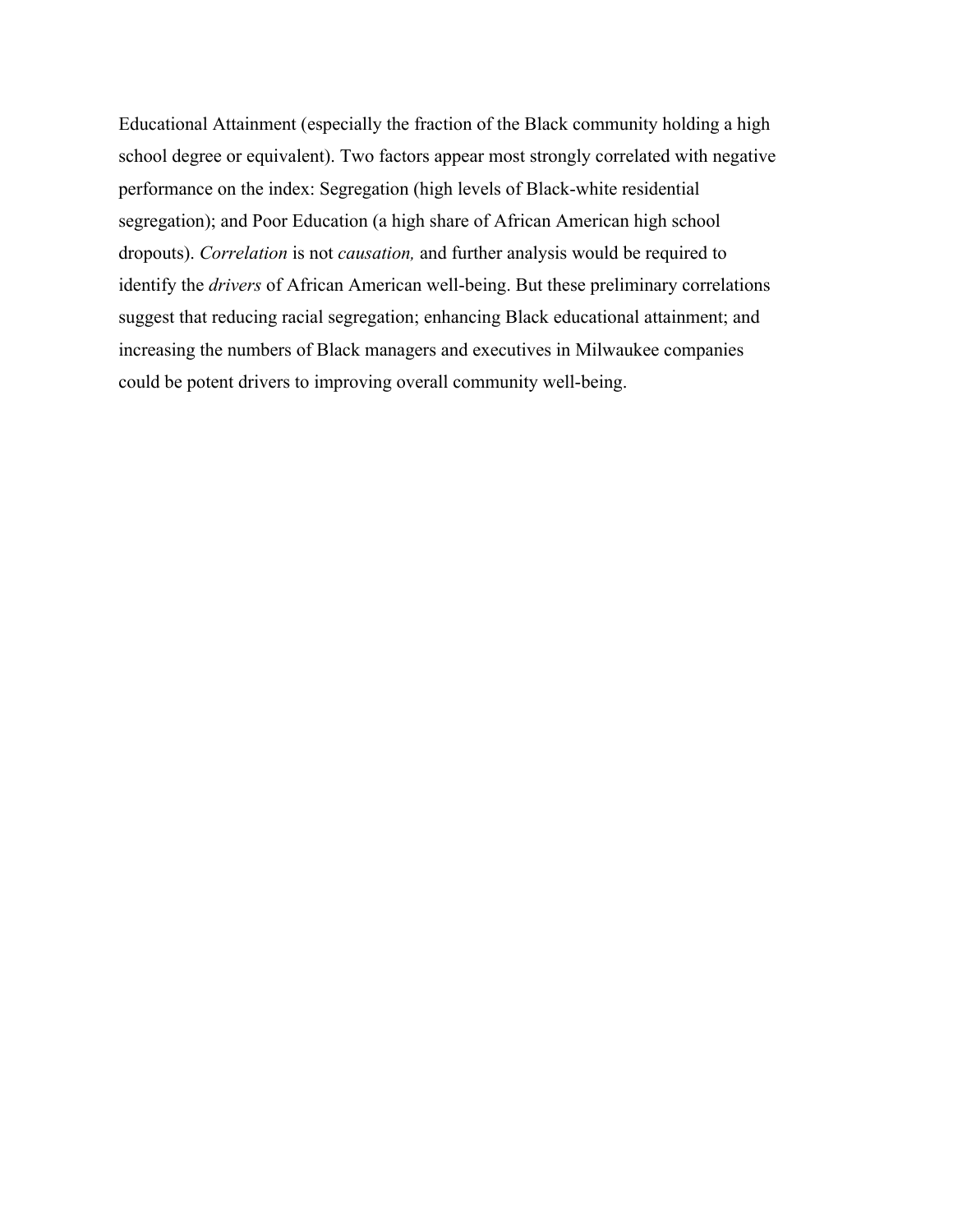Educational Attainment (especially the fraction of the Black community holding a high school degree or equivalent). Two factors appear most strongly correlated with negative performance on the index: Segregation (high levels of Black-white residential segregation); and Poor Education (a high share of African American high school dropouts). *Correlation* is not *causation,* and further analysis would be required to identify the *drivers* of African American well-being. But these preliminary correlations suggest that reducing racial segregation; enhancing Black educational attainment; and increasing the numbers of Black managers and executives in Milwaukee companies could be potent drivers to improving overall community well-being.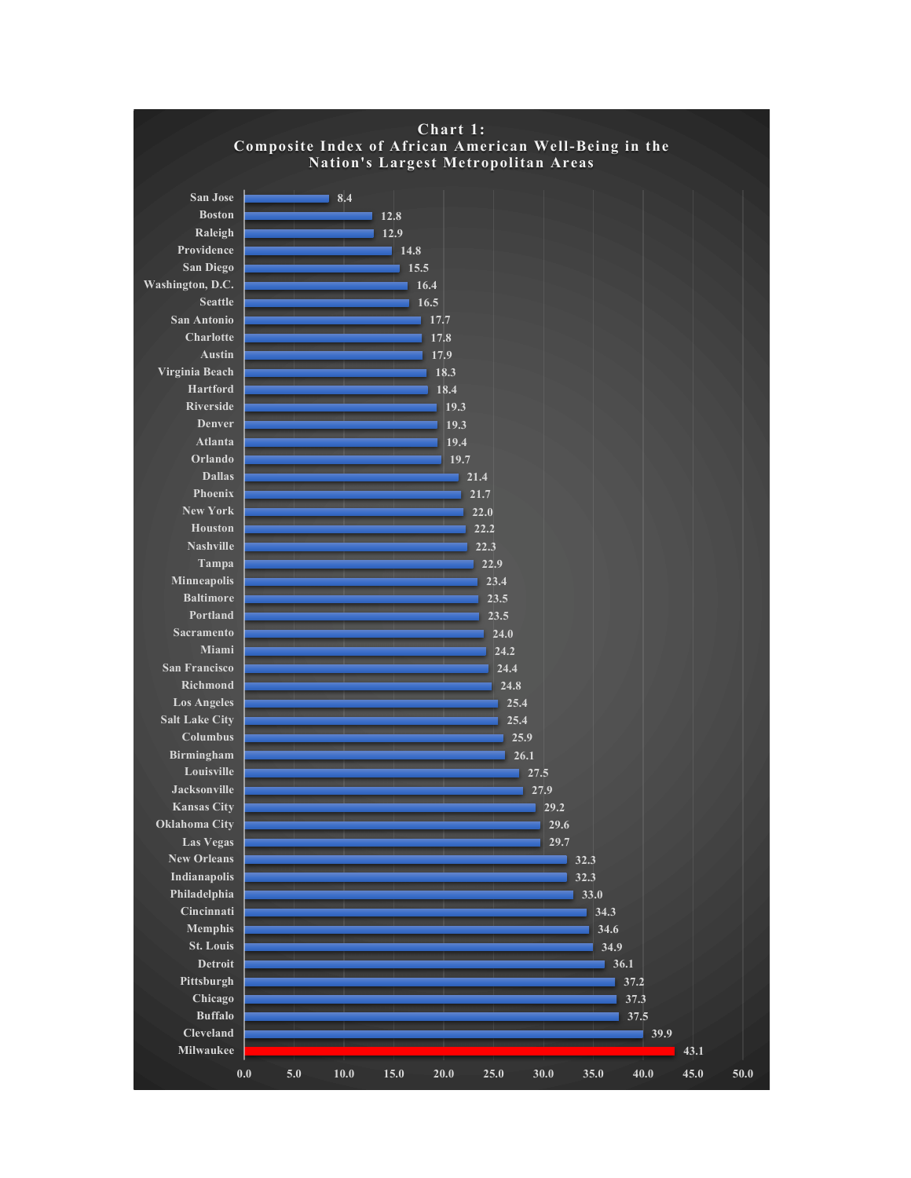**Chart 1:**
**Composite Index of African American Well-Being in the Nation's Largest Metropolitan Areas**

| Metropolitan Area | Index |
|---|---|
| San Jose | 8.4 |
| Boston | 12.8 |
| Raleigh | 12.9 |
| Providence | 14.8 |
| San Diego | 15.5 |
| Washington, D.C. | 16.4 |
| Seattle | 16.5 |
| San Antonio | 17.7 |
| Charlotte | 17.8 |
| Austin | 17.9 |
| Virginia Beach | 18.3 |
| Hartford | 18.4 |
| Riverside | 19.3 |
| Denver | 19.3 |
| Atlanta | 19.4 |
| Orlando | 19.7 |
| Dallas | 21.4 |
| Phoenix | 21.7 |
| New York | 22.0 |
| Houston | 22.2 |
| Nashville | 22.3 |
| Tampa | 22.9 |
| Minneapolis | 23.4 |
| Baltimore | 23.5 |
| Portland | 23.5 |
| Sacramento | 24.0 |
| Miami | 24.2 |
| San Francisco | 24.4 |
| Richmond | 24.8 |
| Los Angeles | 25.4 |
| Salt Lake City | 25.4 |
| Columbus | 25.9 |
| Birmingham | 26.1 |
| Louisville | 27.5 |
| Jacksonville | 27.9 |
| Kansas City | 29.2 |
| Oklahoma City | 29.6 |
| Las Vegas | 29.7 |
| New Orleans | 32.3 |
| Indianapolis | 32.3 |
| Philadelphia | 33.0 |
| Cincinnati | 34.3 |
| Memphis | 34.6 |
| St. Louis | 34.9 |
| Detroit | 36.1 |
| Pittsburgh | 37.2 |
| Chicago | 37.3 |
| Buffalo | 37.5 |
| Cleveland | 39.9 |
| Milwaukee | 43.1 |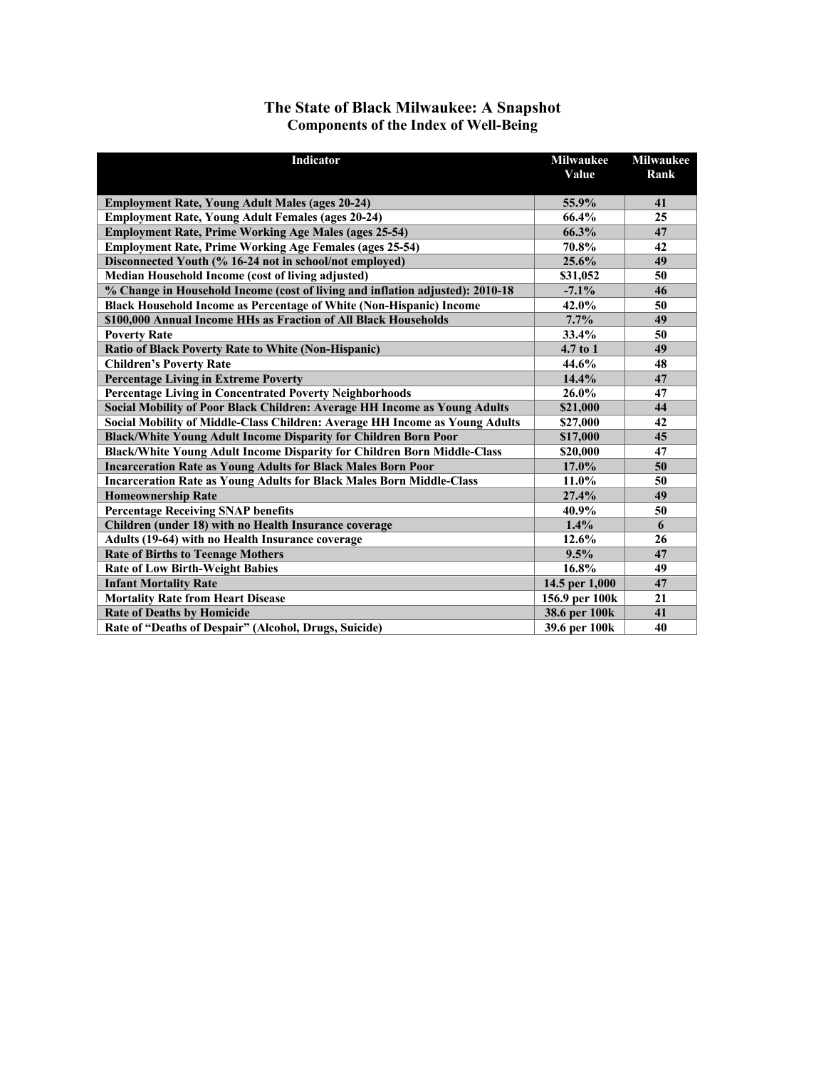# The State of Black Milwaukee: A Snapshot

## Components of the Index of Well-Being

| Indicator | Milwaukee Value | Milwaukee Rank |
|---|---|---|
| Employment Rate, Young Adult Males (ages 20-24) | 55.9% | 41 |
| Employment Rate, Young Adult Females (ages 20-24) | 66.4% | 25 |
| Employment Rate, Prime Working Age Males (ages 25-54) | 66.3% | 47 |
| Employment Rate, Prime Working Age Females (ages 25-54) | 70.8% | 42 |
| Disconnected Youth (% 16-24 not in school/not employed) | 25.6% | 49 |
| Median Household Income (cost of living adjusted) | $31,052 | 50 |
| % Change in Household Income (cost of living and inflation adjusted): 2010-18 | -7.1% | 46 |
| Black Household Income as Percentage of White (Non-Hispanic) Income | 42.0% | 50 |
| $100,000 Annual Income HHs as Fraction of All Black Households | 7.7% | 49 |
| Poverty Rate | 33.4% | 50 |
| Ratio of Black Poverty Rate to White (Non-Hispanic) | 4.7 to 1 | 49 |
| Children's Poverty Rate | 44.6% | 48 |
| Percentage Living in Extreme Poverty | 14.4% | 47 |
| Percentage Living in Concentrated Poverty Neighborhoods | 26.0% | 47 |
| Social Mobility of Poor Black Children: Average HH Income as Young Adults | $21,000 | 44 |
| Social Mobility of Middle-Class Children: Average HH Income as Young Adults | $27,000 | 42 |
| Black/White Young Adult Income Disparity for Children Born Poor | $17,000 | 45 |
| Black/White Young Adult Income Disparity for Children Born Middle-Class | $20,000 | 47 |
| Incarceration Rate as Young Adults for Black Males Born Poor | 17.0% | 50 |
| Incarceration Rate as Young Adults for Black Males Born Middle-Class | 11.0% | 50 |
| Homeownership Rate | 27.4% | 49 |
| Percentage Receiving SNAP benefits | 40.9% | 50 |
| Children (under 18) with no Health Insurance coverage | 1.4% | 6 |
| Adults (19-64) with no Health Insurance coverage | 12.6% | 26 |
| Rate of Births to Teenage Mothers | 9.5% | 47 |
| Rate of Low Birth-Weight Babies | 16.8% | 49 |
| Infant Mortality Rate | 14.5 per 1,000 | 47 |
| Mortality Rate from Heart Disease | 156.9 per 100k | 21 |
| Rate of Deaths by Homicide | 38.6 per 100k | 41 |
| Rate of "Deaths of Despair" (Alcohol, Drugs, Suicide) | 39.6 per 100k | 40 |